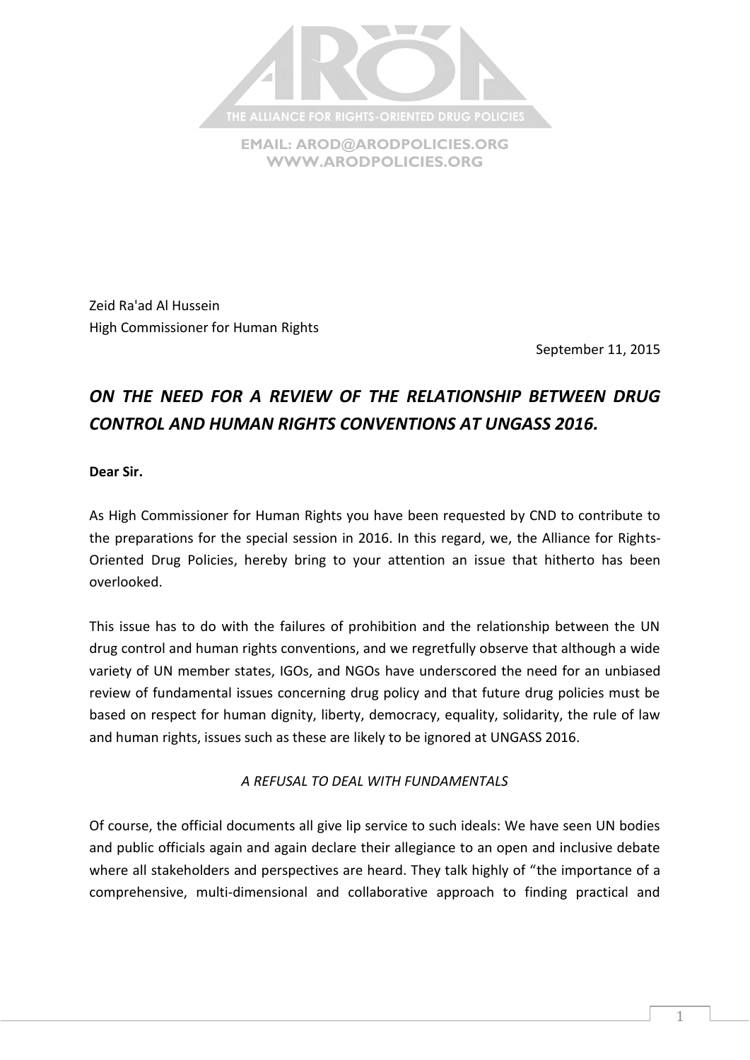THE ALLIANCE FOR RIGHTS-ORIENTED DRUG POLICIES

EMAIL: AROD@ARODPOLICIES.ORG
WWW.ARODPOLICIES.ORG

Zeid Ra'ad Al Hussein
High Commissioner for Human Rights

September 11, 2015

## *ON THE NEED FOR A REVIEW OF THE RELATIONSHIP BETWEEN DRUG CONTROL AND HUMAN RIGHTS CONVENTIONS AT UNGASS 2016.*

**Dear Sir.**

As High Commissioner for Human Rights you have been requested by CND to contribute to the preparations for the special session in 2016. In this regard, we, the Alliance for Rights-Oriented Drug Policies, hereby bring to your attention an issue that hitherto has been overlooked.

This issue has to do with the failures of prohibition and the relationship between the UN drug control and human rights conventions, and we regretfully observe that although a wide variety of UN member states, IGOs, and NGOs have underscored the need for an unbiased review of fundamental issues concerning drug policy and that future drug policies must be based on respect for human dignity, liberty, democracy, equality, solidarity, the rule of law and human rights, issues such as these are likely to be ignored at UNGASS 2016.

### *A REFUSAL TO DEAL WITH FUNDAMENTALS*

Of course, the official documents all give lip service to such ideals: We have seen UN bodies and public officials again and again declare their allegiance to an open and inclusive debate where all stakeholders and perspectives are heard. They talk highly of "the importance of a comprehensive, multi-dimensional and collaborative approach to finding practical and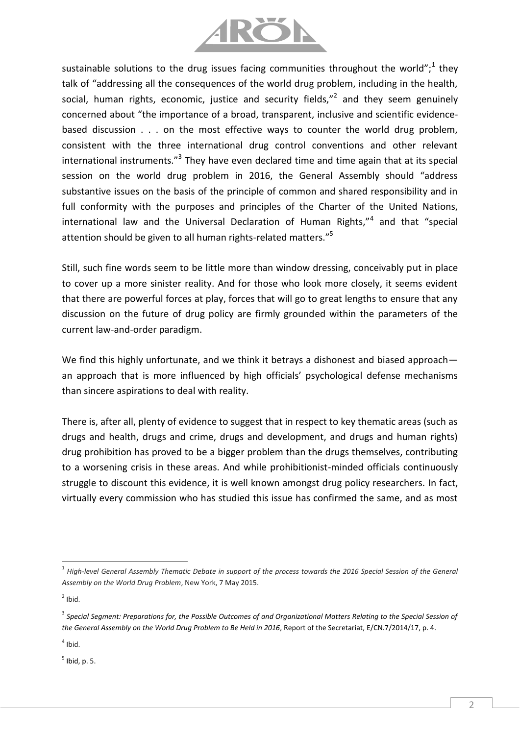sustainable solutions to the drug issues facing communities throughout the world";[1] they talk of "addressing all the consequences of the world drug problem, including in the health, social, human rights, economic, justice and security fields,"[2] and they seem genuinely concerned about "the importance of a broad, transparent, inclusive and scientific evidence-based discussion . . . on the most effective ways to counter the world drug problem, consistent with the three international drug control conventions and other relevant international instruments."[3] They have even declared time and time again that at its special session on the world drug problem in 2016, the General Assembly should "address substantive issues on the basis of the principle of common and shared responsibility and in full conformity with the purposes and principles of the Charter of the United Nations, international law and the Universal Declaration of Human Rights,"[4] and that "special attention should be given to all human rights-related matters."[5]

Still, such fine words seem to be little more than window dressing, conceivably put in place to cover up a more sinister reality. And for those who look more closely, it seems evident that there are powerful forces at play, forces that will go to great lengths to ensure that any discussion on the future of drug policy are firmly grounded within the parameters of the current law-and-order paradigm.

We find this highly unfortunate, and we think it betrays a dishonest and biased approach—an approach that is more influenced by high officials' psychological defense mechanisms than sincere aspirations to deal with reality.

There is, after all, plenty of evidence to suggest that in respect to key thematic areas (such as drugs and health, drugs and crime, drugs and development, and drugs and human rights) drug prohibition has proved to be a bigger problem than the drugs themselves, contributing to a worsening crisis in these areas. And while prohibitionist-minded officials continuously struggle to discount this evidence, it is well known amongst drug policy researchers. In fact, virtually every commission who has studied this issue has confirmed the same, and as most

---

[1] *High-level General Assembly Thematic Debate in support of the process towards the 2016 Special Session of the General Assembly on the World Drug Problem*, New York, 7 May 2015.

[2] Ibid.

[3] *Special Segment: Preparations for, the Possible Outcomes of and Organizational Matters Relating to the Special Session of the General Assembly on the World Drug Problem to Be Held in 2016*, Report of the Secretariat, E/CN.7/2014/17, p. 4.

[4] Ibid.

[5] Ibid, p. 5.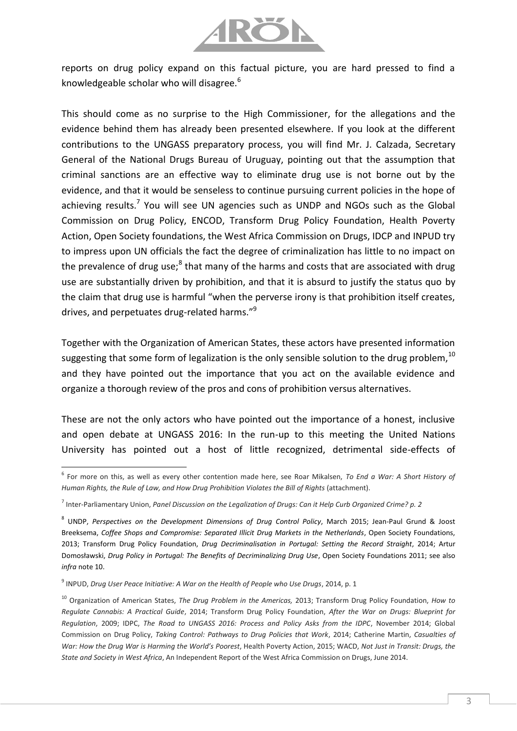reports on drug policy expand on this factual picture, you are hard pressed to find a knowledgeable scholar who will disagree.[6]

This should come as no surprise to the High Commissioner, for the allegations and the evidence behind them has already been presented elsewhere. If you look at the different contributions to the UNGASS preparatory process, you will find Mr. J. Calzada, Secretary General of the National Drugs Bureau of Uruguay, pointing out that the assumption that criminal sanctions are an effective way to eliminate drug use is not borne out by the evidence, and that it would be senseless to continue pursuing current policies in the hope of achieving results.[7] You will see UN agencies such as UNDP and NGOs such as the Global Commission on Drug Policy, ENCOD, Transform Drug Policy Foundation, Health Poverty Action, Open Society foundations, the West Africa Commission on Drugs, IDCP and INPUD try to impress upon UN officials the fact the degree of criminalization has little to no impact on the prevalence of drug use;[8] that many of the harms and costs that are associated with drug use are substantially driven by prohibition, and that it is absurd to justify the status quo by the claim that drug use is harmful "when the perverse irony is that prohibition itself creates, drives, and perpetuates drug-related harms."[9]

Together with the Organization of American States, these actors have presented information suggesting that some form of legalization is the only sensible solution to the drug problem,[10] and they have pointed out the importance that you act on the available evidence and organize a thorough review of the pros and cons of prohibition versus alternatives.

These are not the only actors who have pointed out the importance of a honest, inclusive and open debate at UNGASS 2016: In the run-up to this meeting the United Nations University has pointed out a host of little recognized, detrimental side-effects of

---

[6] For more on this, as well as every other contention made here, see Roar Mikalsen, *To End a War: A Short History of Human Rights, the Rule of Law, and How Drug Prohibition Violates the Bill of Rights* (attachment).

[7] Inter-Parliamentary Union, *Panel Discussion on the Legalization of Drugs: Can it Help Curb Organized Crime? p. 2*

[8] UNDP, *Perspectives on the Development Dimensions of Drug Control Policy*, March 2015; Jean-Paul Grund & Joost Breeksema, *Coffee Shops and Compromise: Separated Illicit Drug Markets in the Netherlands*, Open Society Foundations, 2013; Transform Drug Policy Foundation, *Drug Decriminalisation in Portugal: Setting the Record Straight*, 2014; Artur Domosławski, *Drug Policy in Portugal: The Benefits of Decriminalizing Drug Use*, Open Society Foundations 2011; see also *infra* note 10.

[9] INPUD, *Drug User Peace Initiative: A War on the Health of People who Use Drugs*, 2014, p. 1

[10] Organization of American States, *The Drug Problem in the Americas,* 2013; Transform Drug Policy Foundation, *How to Regulate Cannabis: A Practical Guide*, 2014; Transform Drug Policy Foundation, *After the War on Drugs: Blueprint for Regulation*, 2009; IDPC, *The Road to UNGASS 2016: Process and Policy Asks from the IDPC*, November 2014; Global Commission on Drug Policy, *Taking Control: Pathways to Drug Policies that Work*, 2014; Catherine Martin, *Casualties of War: How the Drug War is Harming the World's Poorest*, Health Poverty Action, 2015; WACD, *Not Just in Transit: Drugs, the State and Society in West Africa*, An Independent Report of the West Africa Commission on Drugs, June 2014.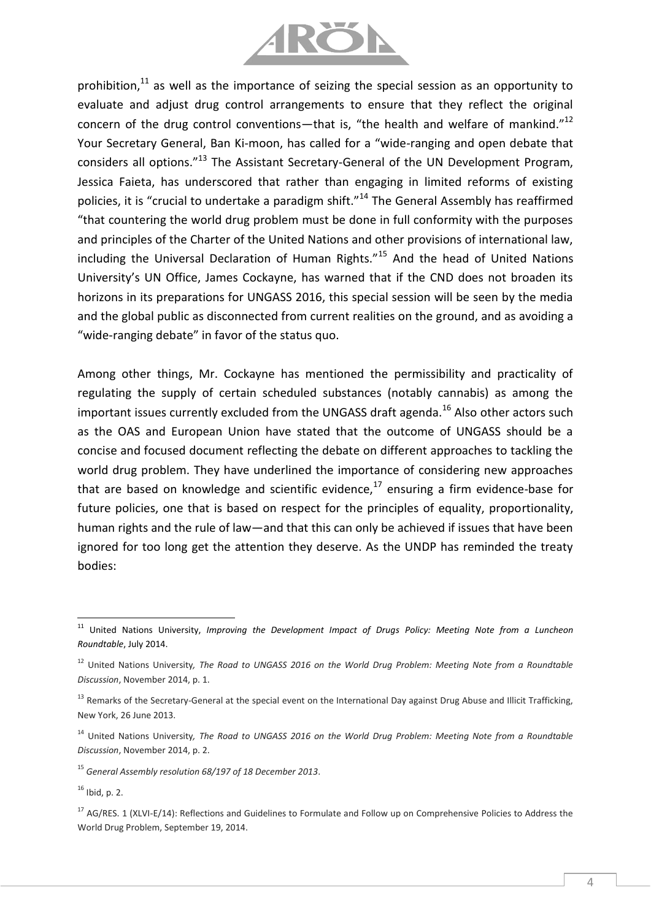prohibition,[11] as well as the importance of seizing the special session as an opportunity to evaluate and adjust drug control arrangements to ensure that they reflect the original concern of the drug control conventions—that is, "the health and welfare of mankind."[12] Your Secretary General, Ban Ki-moon, has called for a "wide-ranging and open debate that considers all options."[13] The Assistant Secretary-General of the UN Development Program, Jessica Faieta, has underscored that rather than engaging in limited reforms of existing policies, it is "crucial to undertake a paradigm shift."[14] The General Assembly has reaffirmed "that countering the world drug problem must be done in full conformity with the purposes and principles of the Charter of the United Nations and other provisions of international law, including the Universal Declaration of Human Rights."[15] And the head of United Nations University's UN Office, James Cockayne, has warned that if the CND does not broaden its horizons in its preparations for UNGASS 2016, this special session will be seen by the media and the global public as disconnected from current realities on the ground, and as avoiding a "wide-ranging debate" in favor of the status quo.

Among other things, Mr. Cockayne has mentioned the permissibility and practicality of regulating the supply of certain scheduled substances (notably cannabis) as among the important issues currently excluded from the UNGASS draft agenda.[16] Also other actors such as the OAS and European Union have stated that the outcome of UNGASS should be a concise and focused document reflecting the debate on different approaches to tackling the world drug problem. They have underlined the importance of considering new approaches that are based on knowledge and scientific evidence,[17] ensuring a firm evidence-base for future policies, one that is based on respect for the principles of equality, proportionality, human rights and the rule of law—and that this can only be achieved if issues that have been ignored for too long get the attention they deserve. As the UNDP has reminded the treaty bodies:

---

[11] United Nations University, *Improving the Development Impact of Drugs Policy: Meeting Note from a Luncheon Roundtable*, July 2014.

[12] United Nations University, *The Road to UNGASS 2016 on the World Drug Problem: Meeting Note from a Roundtable Discussion*, November 2014, p. 1.

[13] Remarks of the Secretary-General at the special event on the International Day against Drug Abuse and Illicit Trafficking, New York, 26 June 2013.

[14] United Nations University, *The Road to UNGASS 2016 on the World Drug Problem: Meeting Note from a Roundtable Discussion*, November 2014, p. 2.

[15] *General Assembly resolution 68/197 of 18 December 2013*.

[16] Ibid, p. 2.

[17] AG/RES. 1 (XLVI-E/14): Reflections and Guidelines to Formulate and Follow up on Comprehensive Policies to Address the World Drug Problem, September 19, 2014.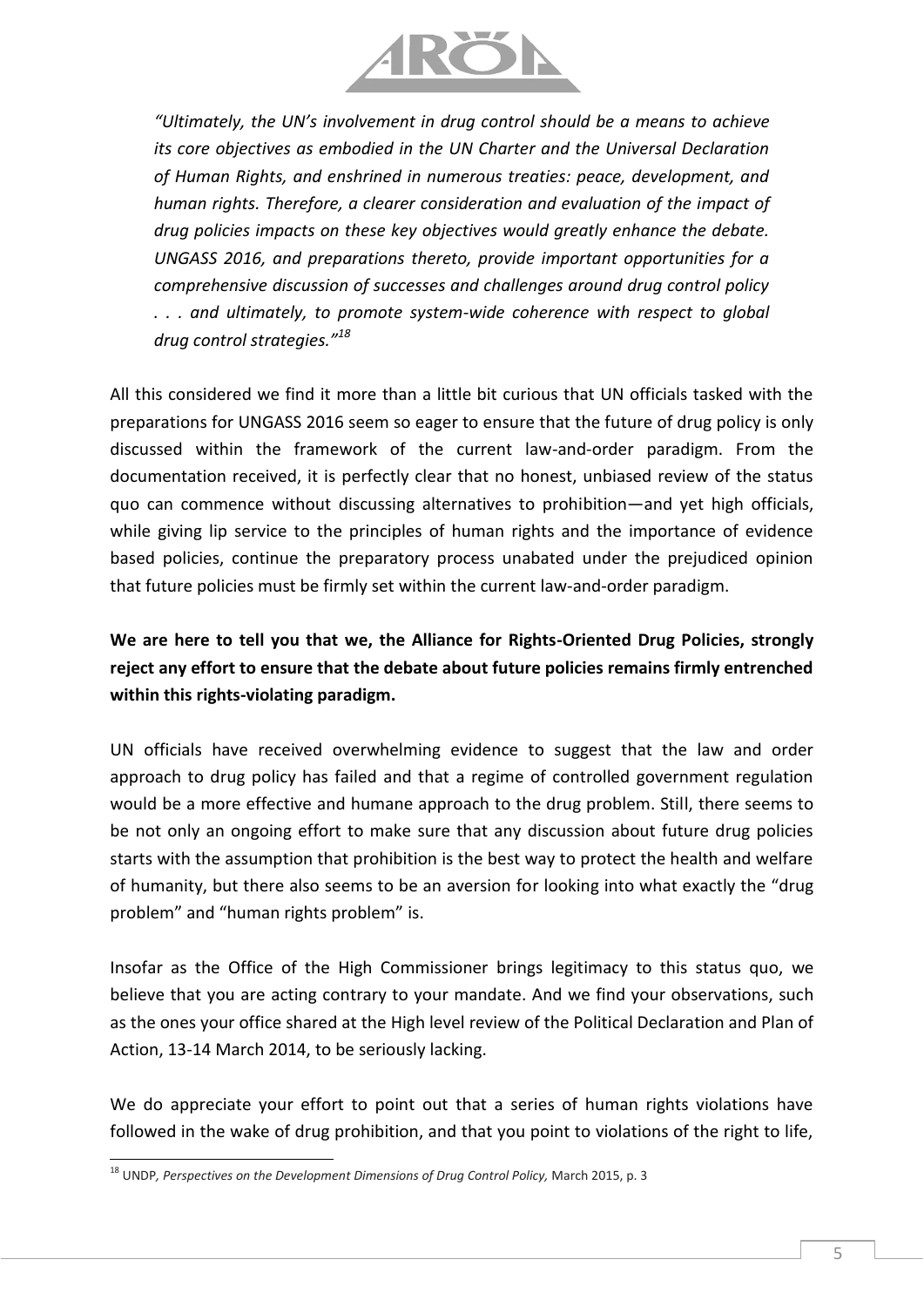*"Ultimately, the UN's involvement in drug control should be a means to achieve its core objectives as embodied in the UN Charter and the Universal Declaration of Human Rights, and enshrined in numerous treaties: peace, development, and human rights. Therefore, a clearer consideration and evaluation of the impact of drug policies impacts on these key objectives would greatly enhance the debate. UNGASS 2016, and preparations thereto, provide important opportunities for a comprehensive discussion of successes and challenges around drug control policy . . . and ultimately, to promote system-wide coherence with respect to global drug control strategies."*[18]

All this considered we find it more than a little bit curious that UN officials tasked with the preparations for UNGASS 2016 seem so eager to ensure that the future of drug policy is only discussed within the framework of the current law-and-order paradigm. From the documentation received, it is perfectly clear that no honest, unbiased review of the status quo can commence without discussing alternatives to prohibition—and yet high officials, while giving lip service to the principles of human rights and the importance of evidence based policies, continue the preparatory process unabated under the prejudiced opinion that future policies must be firmly set within the current law-and-order paradigm.

**We are here to tell you that we, the Alliance for Rights-Oriented Drug Policies, strongly reject any effort to ensure that the debate about future policies remains firmly entrenched within this rights-violating paradigm.**

UN officials have received overwhelming evidence to suggest that the law and order approach to drug policy has failed and that a regime of controlled government regulation would be a more effective and humane approach to the drug problem. Still, there seems to be not only an ongoing effort to make sure that any discussion about future drug policies starts with the assumption that prohibition is the best way to protect the health and welfare of humanity, but there also seems to be an aversion for looking into what exactly the "drug problem" and "human rights problem" is.

Insofar as the Office of the High Commissioner brings legitimacy to this status quo, we believe that you are acting contrary to your mandate. And we find your observations, such as the ones your office shared at the High level review of the Political Declaration and Plan of Action, 13-14 March 2014, to be seriously lacking.

We do appreciate your effort to point out that a series of human rights violations have followed in the wake of drug prohibition, and that you point to violations of the right to life,

---

[18] UNDP, *Perspectives on the Development Dimensions of Drug Control Policy,* March 2015, p. 3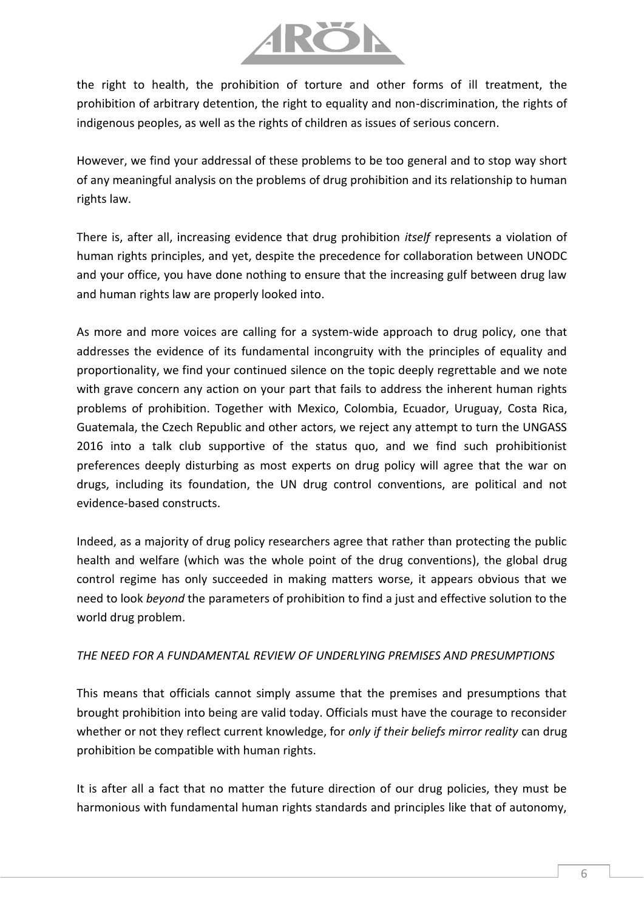the right to health, the prohibition of torture and other forms of ill treatment, the prohibition of arbitrary detention, the right to equality and non-discrimination, the rights of indigenous peoples, as well as the rights of children as issues of serious concern.

However, we find your addressal of these problems to be too general and to stop way short of any meaningful analysis on the problems of drug prohibition and its relationship to human rights law.

There is, after all, increasing evidence that drug prohibition *itself* represents a violation of human rights principles, and yet, despite the precedence for collaboration between UNODC and your office, you have done nothing to ensure that the increasing gulf between drug law and human rights law are properly looked into.

As more and more voices are calling for a system-wide approach to drug policy, one that addresses the evidence of its fundamental incongruity with the principles of equality and proportionality, we find your continued silence on the topic deeply regrettable and we note with grave concern any action on your part that fails to address the inherent human rights problems of prohibition. Together with Mexico, Colombia, Ecuador, Uruguay, Costa Rica, Guatemala, the Czech Republic and other actors, we reject any attempt to turn the UNGASS 2016 into a talk club supportive of the status quo, and we find such prohibitionist preferences deeply disturbing as most experts on drug policy will agree that the war on drugs, including its foundation, the UN drug control conventions, are political and not evidence-based constructs.

Indeed, as a majority of drug policy researchers agree that rather than protecting the public health and welfare (which was the whole point of the drug conventions), the global drug control regime has only succeeded in making matters worse, it appears obvious that we need to look *beyond* the parameters of prohibition to find a just and effective solution to the world drug problem.

*THE NEED FOR A FUNDAMENTAL REVIEW OF UNDERLYING PREMISES AND PRESUMPTIONS*

This means that officials cannot simply assume that the premises and presumptions that brought prohibition into being are valid today. Officials must have the courage to reconsider whether or not they reflect current knowledge, for *only if their beliefs mirror reality* can drug prohibition be compatible with human rights.

It is after all a fact that no matter the future direction of our drug policies, they must be harmonious with fundamental human rights standards and principles like that of autonomy,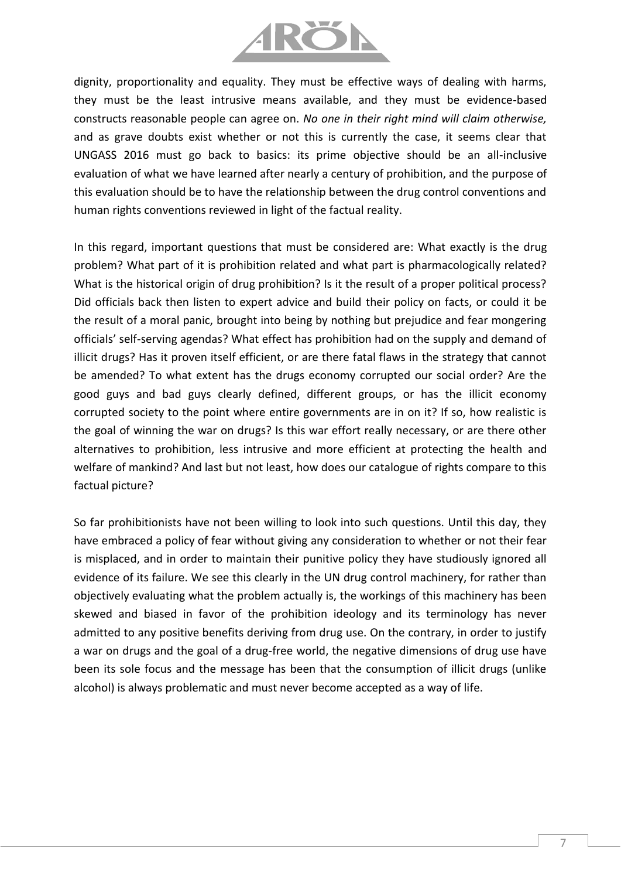dignity, proportionality and equality. They must be effective ways of dealing with harms, they must be the least intrusive means available, and they must be evidence-based constructs reasonable people can agree on. *No one in their right mind will claim otherwise,* and as grave doubts exist whether or not this is currently the case, it seems clear that UNGASS 2016 must go back to basics: its prime objective should be an all-inclusive evaluation of what we have learned after nearly a century of prohibition, and the purpose of this evaluation should be to have the relationship between the drug control conventions and human rights conventions reviewed in light of the factual reality.

In this regard, important questions that must be considered are: What exactly is the drug problem? What part of it is prohibition related and what part is pharmacologically related? What is the historical origin of drug prohibition? Is it the result of a proper political process? Did officials back then listen to expert advice and build their policy on facts, or could it be the result of a moral panic, brought into being by nothing but prejudice and fear mongering officials' self-serving agendas? What effect has prohibition had on the supply and demand of illicit drugs? Has it proven itself efficient, or are there fatal flaws in the strategy that cannot be amended? To what extent has the drugs economy corrupted our social order? Are the good guys and bad guys clearly defined, different groups, or has the illicit economy corrupted society to the point where entire governments are in on it? If so, how realistic is the goal of winning the war on drugs? Is this war effort really necessary, or are there other alternatives to prohibition, less intrusive and more efficient at protecting the health and welfare of mankind? And last but not least, how does our catalogue of rights compare to this factual picture?

So far prohibitionists have not been willing to look into such questions. Until this day, they have embraced a policy of fear without giving any consideration to whether or not their fear is misplaced, and in order to maintain their punitive policy they have studiously ignored all evidence of its failure. We see this clearly in the UN drug control machinery, for rather than objectively evaluating what the problem actually is, the workings of this machinery has been skewed and biased in favor of the prohibition ideology and its terminology has never admitted to any positive benefits deriving from drug use. On the contrary, in order to justify a war on drugs and the goal of a drug-free world, the negative dimensions of drug use have been its sole focus and the message has been that the consumption of illicit drugs (unlike alcohol) is always problematic and must never become accepted as a way of life.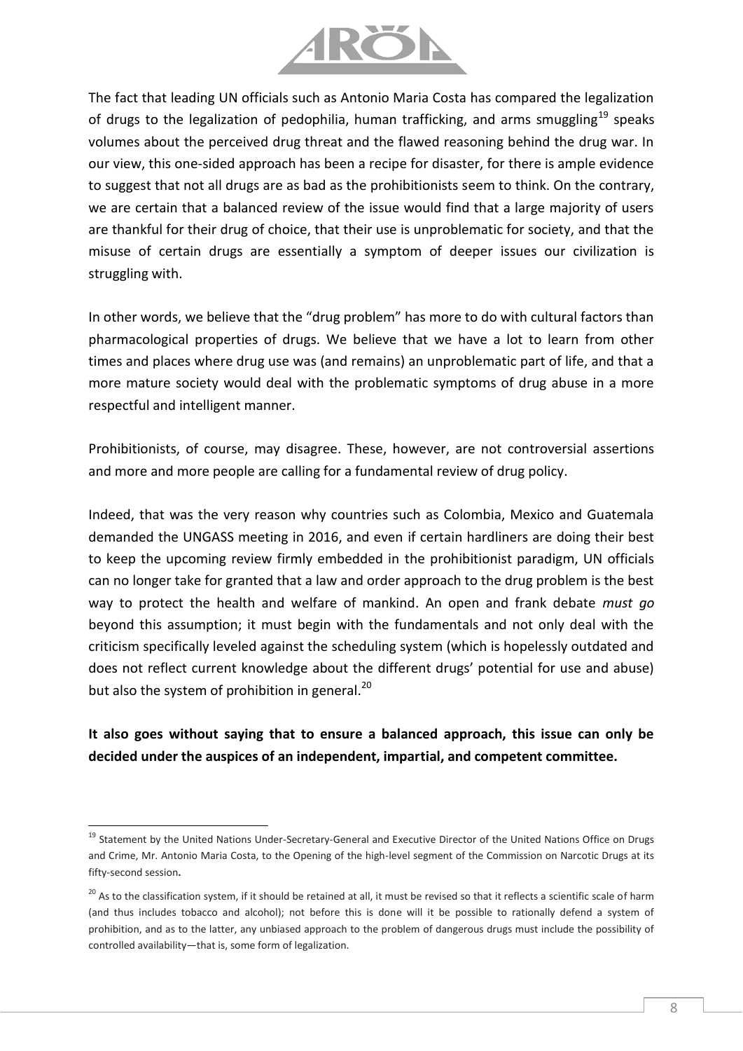The fact that leading UN officials such as Antonio Maria Costa has compared the legalization of drugs to the legalization of pedophilia, human trafficking, and arms smuggling[19] speaks volumes about the perceived drug threat and the flawed reasoning behind the drug war. In our view, this one-sided approach has been a recipe for disaster, for there is ample evidence to suggest that not all drugs are as bad as the prohibitionists seem to think. On the contrary, we are certain that a balanced review of the issue would find that a large majority of users are thankful for their drug of choice, that their use is unproblematic for society, and that the misuse of certain drugs are essentially a symptom of deeper issues our civilization is struggling with.

In other words, we believe that the "drug problem" has more to do with cultural factors than pharmacological properties of drugs. We believe that we have a lot to learn from other times and places where drug use was (and remains) an unproblematic part of life, and that a more mature society would deal with the problematic symptoms of drug abuse in a more respectful and intelligent manner.

Prohibitionists, of course, may disagree. These, however, are not controversial assertions and more and more people are calling for a fundamental review of drug policy.

Indeed, that was the very reason why countries such as Colombia, Mexico and Guatemala demanded the UNGASS meeting in 2016, and even if certain hardliners are doing their best to keep the upcoming review firmly embedded in the prohibitionist paradigm, UN officials can no longer take for granted that a law and order approach to the drug problem is the best way to protect the health and welfare of mankind. An open and frank debate *must go* beyond this assumption; it must begin with the fundamentals and not only deal with the criticism specifically leveled against the scheduling system (which is hopelessly outdated and does not reflect current knowledge about the different drugs' potential for use and abuse) but also the system of prohibition in general.[20]

**It also goes without saying that to ensure a balanced approach, this issue can only be decided under the auspices of an independent, impartial, and competent committee.**

---

[19] Statement by the United Nations Under-Secretary-General and Executive Director of the United Nations Office on Drugs and Crime, Mr. Antonio Maria Costa, to the Opening of the high-level segment of the Commission on Narcotic Drugs at its fifty-second session.

[20] As to the classification system, if it should be retained at all, it must be revised so that it reflects a scientific scale of harm (and thus includes tobacco and alcohol); not before this is done will it be possible to rationally defend a system of prohibition, and as to the latter, any unbiased approach to the problem of dangerous drugs must include the possibility of controlled availability—that is, some form of legalization.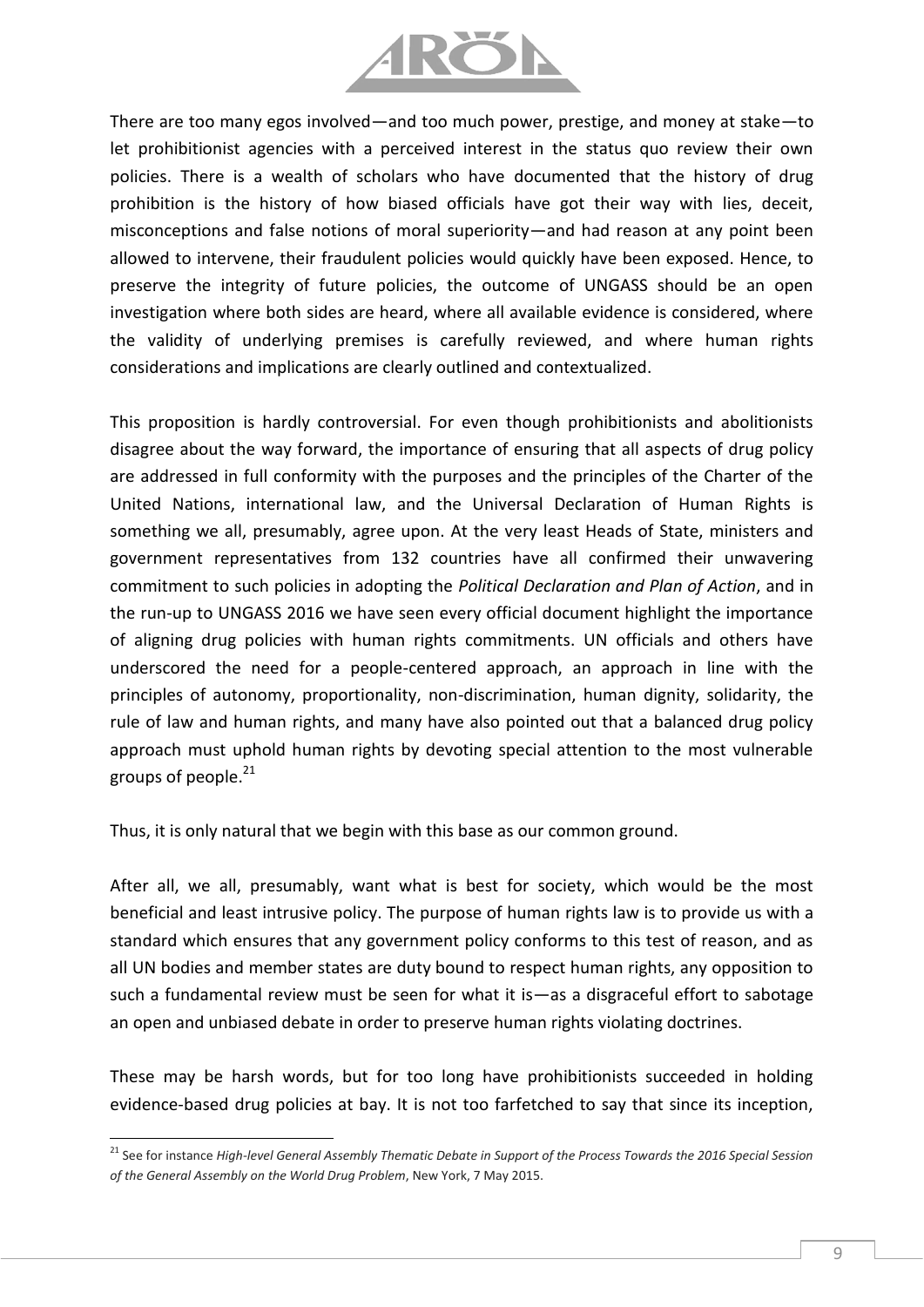There are too many egos involved—and too much power, prestige, and money at stake—to let prohibitionist agencies with a perceived interest in the status quo review their own policies. There is a wealth of scholars who have documented that the history of drug prohibition is the history of how biased officials have got their way with lies, deceit, misconceptions and false notions of moral superiority—and had reason at any point been allowed to intervene, their fraudulent policies would quickly have been exposed. Hence, to preserve the integrity of future policies, the outcome of UNGASS should be an open investigation where both sides are heard, where all available evidence is considered, where the validity of underlying premises is carefully reviewed, and where human rights considerations and implications are clearly outlined and contextualized.

This proposition is hardly controversial. For even though prohibitionists and abolitionists disagree about the way forward, the importance of ensuring that all aspects of drug policy are addressed in full conformity with the purposes and the principles of the Charter of the United Nations, international law, and the Universal Declaration of Human Rights is something we all, presumably, agree upon. At the very least Heads of State, ministers and government representatives from 132 countries have all confirmed their unwavering commitment to such policies in adopting the *Political Declaration and Plan of Action*, and in the run-up to UNGASS 2016 we have seen every official document highlight the importance of aligning drug policies with human rights commitments. UN officials and others have underscored the need for a people-centered approach, an approach in line with the principles of autonomy, proportionality, non-discrimination, human dignity, solidarity, the rule of law and human rights, and many have also pointed out that a balanced drug policy approach must uphold human rights by devoting special attention to the most vulnerable groups of people.[21]

Thus, it is only natural that we begin with this base as our common ground.

After all, we all, presumably, want what is best for society, which would be the most beneficial and least intrusive policy. The purpose of human rights law is to provide us with a standard which ensures that any government policy conforms to this test of reason, and as all UN bodies and member states are duty bound to respect human rights, any opposition to such a fundamental review must be seen for what it is—as a disgraceful effort to sabotage an open and unbiased debate in order to preserve human rights violating doctrines.

These may be harsh words, but for too long have prohibitionists succeeded in holding evidence-based drug policies at bay. It is not too farfetched to say that since its inception,

---

[21] See for instance *High-level General Assembly Thematic Debate in Support of the Process Towards the 2016 Special Session of the General Assembly on the World Drug Problem*, New York, 7 May 2015.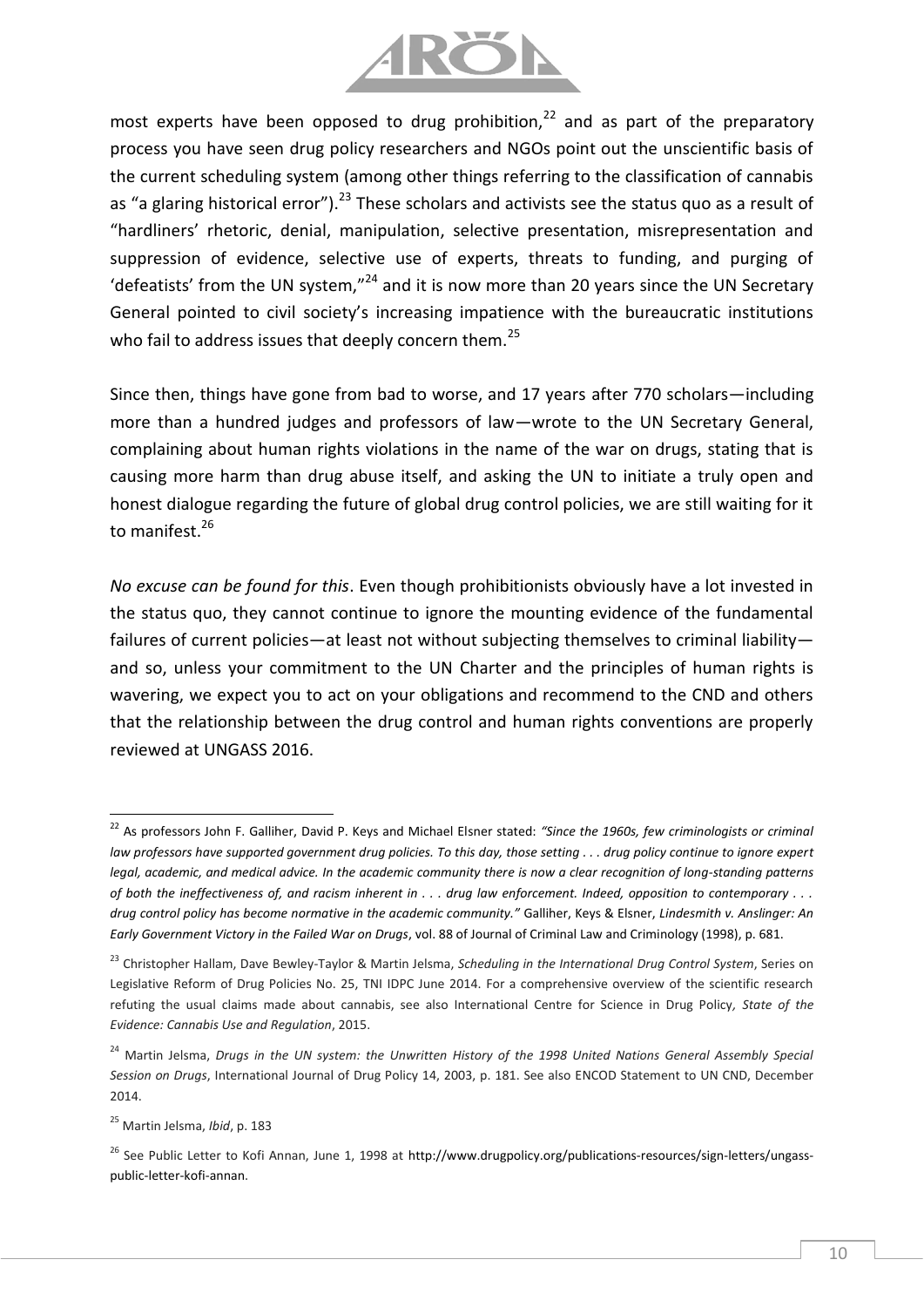most experts have been opposed to drug prohibition,[22] and as part of the preparatory process you have seen drug policy researchers and NGOs point out the unscientific basis of the current scheduling system (among other things referring to the classification of cannabis as "a glaring historical error").[23] These scholars and activists see the status quo as a result of "hardliners' rhetoric, denial, manipulation, selective presentation, misrepresentation and suppression of evidence, selective use of experts, threats to funding, and purging of 'defeatists' from the UN system,"[24] and it is now more than 20 years since the UN Secretary General pointed to civil society's increasing impatience with the bureaucratic institutions who fail to address issues that deeply concern them.[25]

Since then, things have gone from bad to worse, and 17 years after 770 scholars—including more than a hundred judges and professors of law—wrote to the UN Secretary General, complaining about human rights violations in the name of the war on drugs, stating that is causing more harm than drug abuse itself, and asking the UN to initiate a truly open and honest dialogue regarding the future of global drug control policies, we are still waiting for it to manifest.[26]

*No excuse can be found for this*. Even though prohibitionists obviously have a lot invested in the status quo, they cannot continue to ignore the mounting evidence of the fundamental failures of current policies—at least not without subjecting themselves to criminal liability—and so, unless your commitment to the UN Charter and the principles of human rights is wavering, we expect you to act on your obligations and recommend to the CND and others that the relationship between the drug control and human rights conventions are properly reviewed at UNGASS 2016.

---

[22] As professors John F. Galliher, David P. Keys and Michael Elsner stated: *"Since the 1960s, few criminologists or criminal law professors have supported government drug policies. To this day, those setting . . . drug policy continue to ignore expert legal, academic, and medical advice. In the academic community there is now a clear recognition of long-standing patterns of both the ineffectiveness of, and racism inherent in . . . drug law enforcement. Indeed, opposition to contemporary . . . drug control policy has become normative in the academic community."* Galliher, Keys & Elsner, *Lindesmith v. Anslinger: An Early Government Victory in the Failed War on Drugs*, vol. 88 of Journal of Criminal Law and Criminology (1998), p. 681.

[23] Christopher Hallam, Dave Bewley-Taylor & Martin Jelsma, *Scheduling in the International Drug Control System*, Series on Legislative Reform of Drug Policies No. 25, TNI IDPC June 2014. For a comprehensive overview of the scientific research refuting the usual claims made about cannabis, see also International Centre for Science in Drug Policy*, State of the Evidence: Cannabis Use and Regulation*, 2015.

[24] Martin Jelsma, *Drugs in the UN system: the Unwritten History of the 1998 United Nations General Assembly Special Session on Drugs*, International Journal of Drug Policy 14, 2003, p. 181. See also ENCOD Statement to UN CND, December 2014.

[25] Martin Jelsma, *Ibid*, p. 183

[26] See Public Letter to Kofi Annan, June 1, 1998 at http://www.drugpolicy.org/publications-resources/sign-letters/ungass-public-letter-kofi-annan.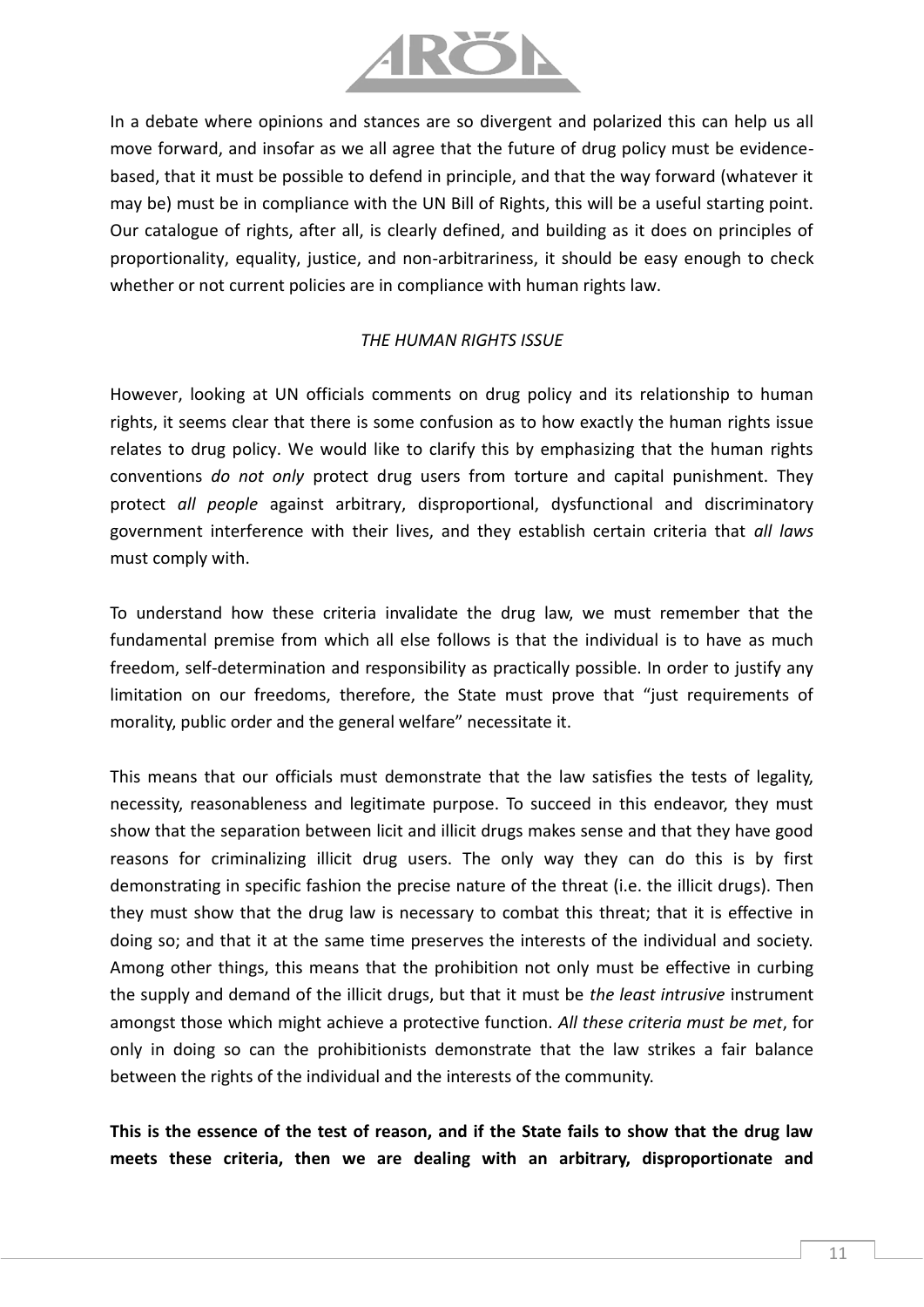In a debate where opinions and stances are so divergent and polarized this can help us all move forward, and insofar as we all agree that the future of drug policy must be evidence-based, that it must be possible to defend in principle, and that the way forward (whatever it may be) must be in compliance with the UN Bill of Rights, this will be a useful starting point. Our catalogue of rights, after all, is clearly defined, and building as it does on principles of proportionality, equality, justice, and non-arbitrariness, it should be easy enough to check whether or not current policies are in compliance with human rights law.

*THE HUMAN RIGHTS ISSUE*

However, looking at UN officials comments on drug policy and its relationship to human rights, it seems clear that there is some confusion as to how exactly the human rights issue relates to drug policy. We would like to clarify this by emphasizing that the human rights conventions *do not only* protect drug users from torture and capital punishment. They protect *all people* against arbitrary, disproportional, dysfunctional and discriminatory government interference with their lives, and they establish certain criteria that *all laws* must comply with.

To understand how these criteria invalidate the drug law, we must remember that the fundamental premise from which all else follows is that the individual is to have as much freedom, self-determination and responsibility as practically possible. In order to justify any limitation on our freedoms, therefore, the State must prove that "just requirements of morality, public order and the general welfare" necessitate it.

This means that our officials must demonstrate that the law satisfies the tests of legality, necessity, reasonableness and legitimate purpose. To succeed in this endeavor, they must show that the separation between licit and illicit drugs makes sense and that they have good reasons for criminalizing illicit drug users. The only way they can do this is by first demonstrating in specific fashion the precise nature of the threat (i.e. the illicit drugs). Then they must show that the drug law is necessary to combat this threat; that it is effective in doing so; and that it at the same time preserves the interests of the individual and society. Among other things, this means that the prohibition not only must be effective in curbing the supply and demand of the illicit drugs, but that it must be *the least intrusive* instrument amongst those which might achieve a protective function. *All these criteria must be met*, for only in doing so can the prohibitionists demonstrate that the law strikes a fair balance between the rights of the individual and the interests of the community.

**This is the essence of the test of reason, and if the State fails to show that the drug law meets these criteria, then we are dealing with an arbitrary, disproportionate and**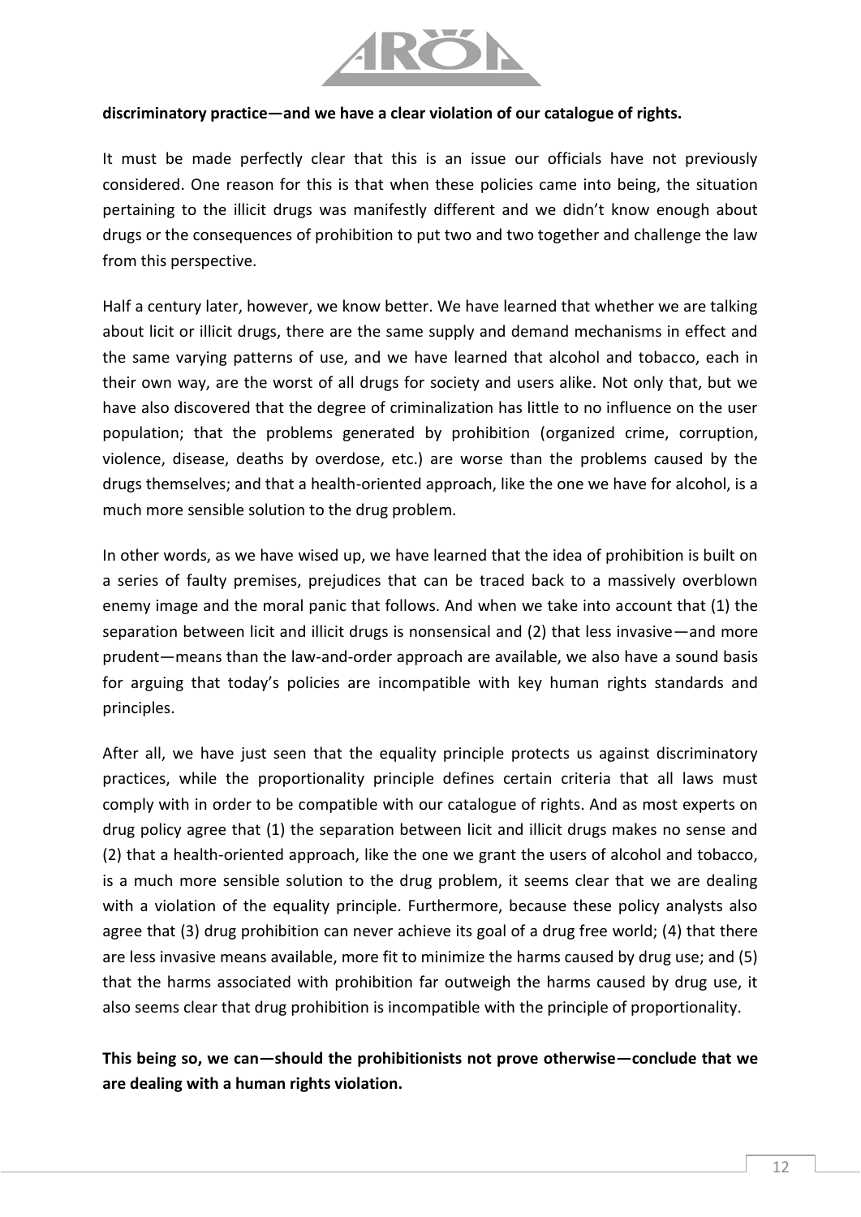**discriminatory practice—and we have a clear violation of our catalogue of rights.**

It must be made perfectly clear that this is an issue our officials have not previously considered. One reason for this is that when these policies came into being, the situation pertaining to the illicit drugs was manifestly different and we didn't know enough about drugs or the consequences of prohibition to put two and two together and challenge the law from this perspective.

Half a century later, however, we know better. We have learned that whether we are talking about licit or illicit drugs, there are the same supply and demand mechanisms in effect and the same varying patterns of use, and we have learned that alcohol and tobacco, each in their own way, are the worst of all drugs for society and users alike. Not only that, but we have also discovered that the degree of criminalization has little to no influence on the user population; that the problems generated by prohibition (organized crime, corruption, violence, disease, deaths by overdose, etc.) are worse than the problems caused by the drugs themselves; and that a health-oriented approach, like the one we have for alcohol, is a much more sensible solution to the drug problem.

In other words, as we have wised up, we have learned that the idea of prohibition is built on a series of faulty premises, prejudices that can be traced back to a massively overblown enemy image and the moral panic that follows. And when we take into account that (1) the separation between licit and illicit drugs is nonsensical and (2) that less invasive—and more prudent—means than the law-and-order approach are available, we also have a sound basis for arguing that today's policies are incompatible with key human rights standards and principles.

After all, we have just seen that the equality principle protects us against discriminatory practices, while the proportionality principle defines certain criteria that all laws must comply with in order to be compatible with our catalogue of rights. And as most experts on drug policy agree that (1) the separation between licit and illicit drugs makes no sense and (2) that a health-oriented approach, like the one we grant the users of alcohol and tobacco, is a much more sensible solution to the drug problem, it seems clear that we are dealing with a violation of the equality principle. Furthermore, because these policy analysts also agree that (3) drug prohibition can never achieve its goal of a drug free world; (4) that there are less invasive means available, more fit to minimize the harms caused by drug use; and (5) that the harms associated with prohibition far outweigh the harms caused by drug use, it also seems clear that drug prohibition is incompatible with the principle of proportionality.

**This being so, we can—should the prohibitionists not prove otherwise—conclude that we are dealing with a human rights violation.**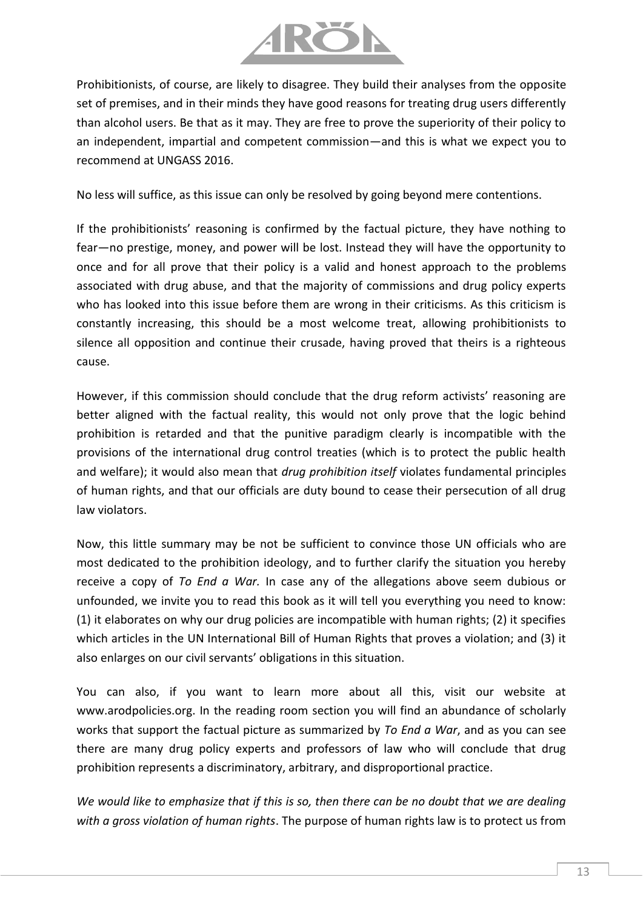Prohibitionists, of course, are likely to disagree. They build their analyses from the opposite set of premises, and in their minds they have good reasons for treating drug users differently than alcohol users. Be that as it may. They are free to prove the superiority of their policy to an independent, impartial and competent commission—and this is what we expect you to recommend at UNGASS 2016.

No less will suffice, as this issue can only be resolved by going beyond mere contentions.

If the prohibitionists' reasoning is confirmed by the factual picture, they have nothing to fear—no prestige, money, and power will be lost. Instead they will have the opportunity to once and for all prove that their policy is a valid and honest approach to the problems associated with drug abuse, and that the majority of commissions and drug policy experts who has looked into this issue before them are wrong in their criticisms. As this criticism is constantly increasing, this should be a most welcome treat, allowing prohibitionists to silence all opposition and continue their crusade, having proved that theirs is a righteous cause.

However, if this commission should conclude that the drug reform activists' reasoning are better aligned with the factual reality, this would not only prove that the logic behind prohibition is retarded and that the punitive paradigm clearly is incompatible with the provisions of the international drug control treaties (which is to protect the public health and welfare); it would also mean that *drug prohibition itself* violates fundamental principles of human rights, and that our officials are duty bound to cease their persecution of all drug law violators.

Now, this little summary may be not be sufficient to convince those UN officials who are most dedicated to the prohibition ideology, and to further clarify the situation you hereby receive a copy of *To End a War.* In case any of the allegations above seem dubious or unfounded, we invite you to read this book as it will tell you everything you need to know: (1) it elaborates on why our drug policies are incompatible with human rights; (2) it specifies which articles in the UN International Bill of Human Rights that proves a violation; and (3) it also enlarges on our civil servants' obligations in this situation.

You can also, if you want to learn more about all this, visit our website at www.arodpolicies.org. In the reading room section you will find an abundance of scholarly works that support the factual picture as summarized by *To End a War*, and as you can see there are many drug policy experts and professors of law who will conclude that drug prohibition represents a discriminatory, arbitrary, and disproportional practice.

*We would like to emphasize that if this is so, then there can be no doubt that we are dealing with a gross violation of human rights*. The purpose of human rights law is to protect us from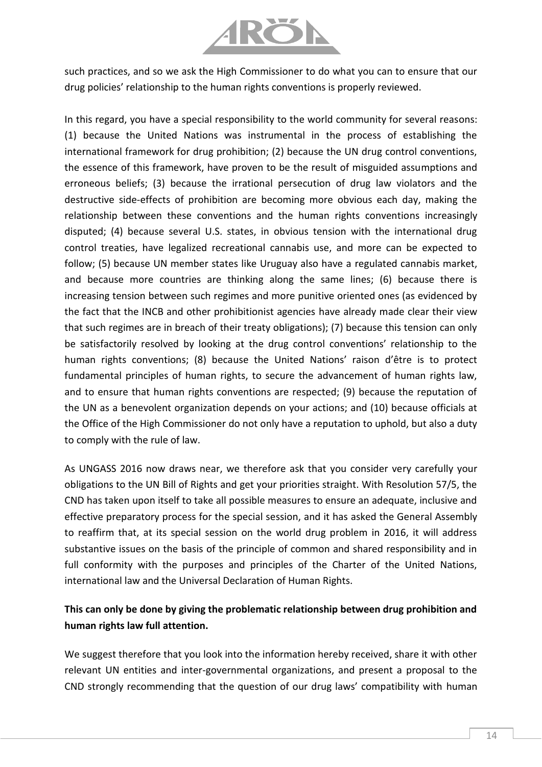such practices, and so we ask the High Commissioner to do what you can to ensure that our drug policies' relationship to the human rights conventions is properly reviewed.

In this regard, you have a special responsibility to the world community for several reasons: (1) because the United Nations was instrumental in the process of establishing the international framework for drug prohibition; (2) because the UN drug control conventions, the essence of this framework, have proven to be the result of misguided assumptions and erroneous beliefs; (3) because the irrational persecution of drug law violators and the destructive side-effects of prohibition are becoming more obvious each day, making the relationship between these conventions and the human rights conventions increasingly disputed; (4) because several U.S. states, in obvious tension with the international drug control treaties, have legalized recreational cannabis use, and more can be expected to follow; (5) because UN member states like Uruguay also have a regulated cannabis market, and because more countries are thinking along the same lines; (6) because there is increasing tension between such regimes and more punitive oriented ones (as evidenced by the fact that the INCB and other prohibitionist agencies have already made clear their view that such regimes are in breach of their treaty obligations); (7) because this tension can only be satisfactorily resolved by looking at the drug control conventions' relationship to the human rights conventions; (8) because the United Nations' raison d'être is to protect fundamental principles of human rights, to secure the advancement of human rights law, and to ensure that human rights conventions are respected; (9) because the reputation of the UN as a benevolent organization depends on your actions; and (10) because officials at the Office of the High Commissioner do not only have a reputation to uphold, but also a duty to comply with the rule of law.

As UNGASS 2016 now draws near, we therefore ask that you consider very carefully your obligations to the UN Bill of Rights and get your priorities straight. With Resolution 57/5, the CND has taken upon itself to take all possible measures to ensure an adequate, inclusive and effective preparatory process for the special session, and it has asked the General Assembly to reaffirm that, at its special session on the world drug problem in 2016, it will address substantive issues on the basis of the principle of common and shared responsibility and in full conformity with the purposes and principles of the Charter of the United Nations, international law and the Universal Declaration of Human Rights.

**This can only be done by giving the problematic relationship between drug prohibition and human rights law full attention.**

We suggest therefore that you look into the information hereby received, share it with other relevant UN entities and inter-governmental organizations, and present a proposal to the CND strongly recommending that the question of our drug laws' compatibility with human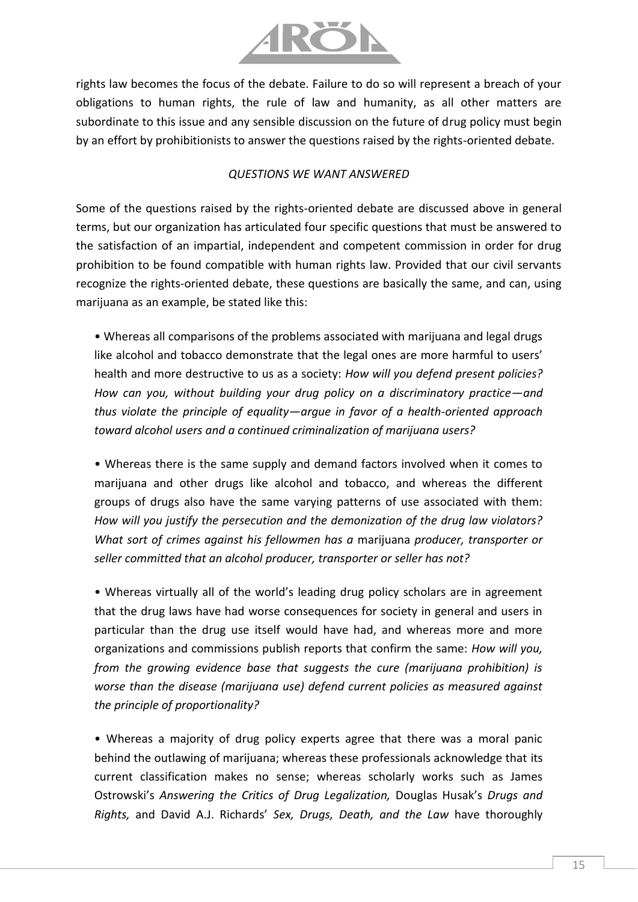rights law becomes the focus of the debate. Failure to do so will represent a breach of your obligations to human rights, the rule of law and humanity, as all other matters are subordinate to this issue and any sensible discussion on the future of drug policy must begin by an effort by prohibitionists to answer the questions raised by the rights-oriented debate.

*QUESTIONS WE WANT ANSWERED*

Some of the questions raised by the rights-oriented debate are discussed above in general terms, but our organization has articulated four specific questions that must be answered to the satisfaction of an impartial, independent and competent commission in order for drug prohibition to be found compatible with human rights law. Provided that our civil servants recognize the rights-oriented debate, these questions are basically the same, and can, using marijuana as an example, be stated like this:

- Whereas all comparisons of the problems associated with marijuana and legal drugs like alcohol and tobacco demonstrate that the legal ones are more harmful to users' health and more destructive to us as a society: *How will you defend present policies? How can you, without building your drug policy on a discriminatory practice—and thus violate the principle of equality—argue in favor of a health-oriented approach toward alcohol users and a continued criminalization of marijuana users?*

- Whereas there is the same supply and demand factors involved when it comes to marijuana and other drugs like alcohol and tobacco, and whereas the different groups of drugs also have the same varying patterns of use associated with them: *How will you justify the persecution and the demonization of the drug law violators? What sort of crimes against his fellowmen has a* marijuana *producer, transporter or seller committed that an alcohol producer, transporter or seller has not?*

- Whereas virtually all of the world's leading drug policy scholars are in agreement that the drug laws have had worse consequences for society in general and users in particular than the drug use itself would have had, and whereas more and more organizations and commissions publish reports that confirm the same: *How will you, from the growing evidence base that suggests the cure (marijuana prohibition) is worse than the disease (marijuana use) defend current policies as measured against the principle of proportionality?*

- Whereas a majority of drug policy experts agree that there was a moral panic behind the outlawing of marijuana; whereas these professionals acknowledge that its current classification makes no sense; whereas scholarly works such as James Ostrowski's *Answering the Critics of Drug Legalization,* Douglas Husak's *Drugs and Rights,* and David A.J. Richards' *Sex, Drugs, Death, and the Law* have thoroughly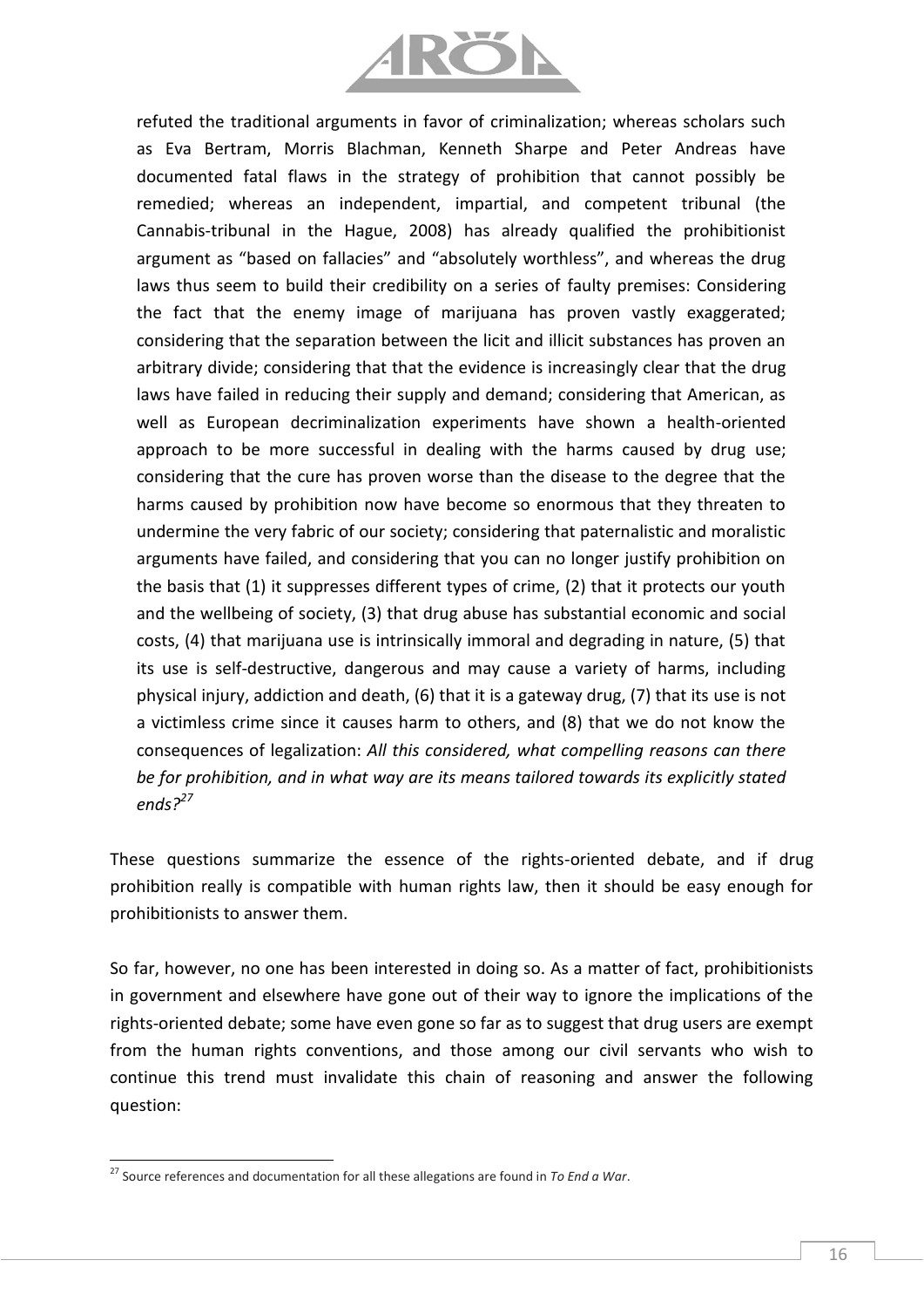refuted the traditional arguments in favor of criminalization; whereas scholars such as Eva Bertram, Morris Blachman, Kenneth Sharpe and Peter Andreas have documented fatal flaws in the strategy of prohibition that cannot possibly be remedied; whereas an independent, impartial, and competent tribunal (the Cannabis-tribunal in the Hague, 2008) has already qualified the prohibitionist argument as "based on fallacies" and "absolutely worthless", and whereas the drug laws thus seem to build their credibility on a series of faulty premises: Considering the fact that the enemy image of marijuana has proven vastly exaggerated; considering that the separation between the licit and illicit substances has proven an arbitrary divide; considering that that the evidence is increasingly clear that the drug laws have failed in reducing their supply and demand; considering that American, as well as European decriminalization experiments have shown a health-oriented approach to be more successful in dealing with the harms caused by drug use; considering that the cure has proven worse than the disease to the degree that the harms caused by prohibition now have become so enormous that they threaten to undermine the very fabric of our society; considering that paternalistic and moralistic arguments have failed, and considering that you can no longer justify prohibition on the basis that (1) it suppresses different types of crime, (2) that it protects our youth and the wellbeing of society, (3) that drug abuse has substantial economic and social costs, (4) that marijuana use is intrinsically immoral and degrading in nature, (5) that its use is self-destructive, dangerous and may cause a variety of harms, including physical injury, addiction and death, (6) that it is a gateway drug, (7) that its use is not a victimless crime since it causes harm to others, and (8) that we do not know the consequences of legalization: *All this considered, what compelling reasons can there be for prohibition, and in what way are its means tailored towards its explicitly stated ends?*[27]

These questions summarize the essence of the rights-oriented debate, and if drug prohibition really is compatible with human rights law, then it should be easy enough for prohibitionists to answer them.

So far, however, no one has been interested in doing so. As a matter of fact, prohibitionists in government and elsewhere have gone out of their way to ignore the implications of the rights-oriented debate; some have even gone so far as to suggest that drug users are exempt from the human rights conventions, and those among our civil servants who wish to continue this trend must invalidate this chain of reasoning and answer the following question:

---

[27] Source references and documentation for all these allegations are found in *To End a War*.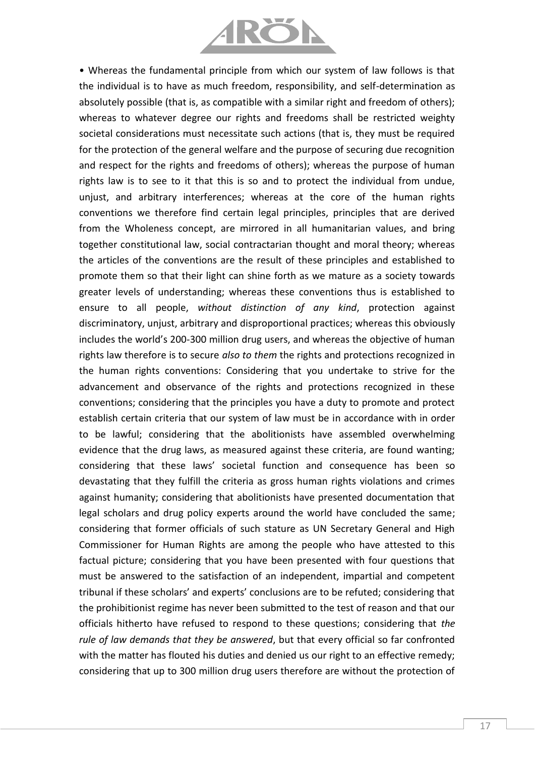• Whereas the fundamental principle from which our system of law follows is that the individual is to have as much freedom, responsibility, and self-determination as absolutely possible (that is, as compatible with a similar right and freedom of others); whereas to whatever degree our rights and freedoms shall be restricted weighty societal considerations must necessitate such actions (that is, they must be required for the protection of the general welfare and the purpose of securing due recognition and respect for the rights and freedoms of others); whereas the purpose of human rights law is to see to it that this is so and to protect the individual from undue, unjust, and arbitrary interferences; whereas at the core of the human rights conventions we therefore find certain legal principles, principles that are derived from the Wholeness concept, are mirrored in all humanitarian values, and bring together constitutional law, social contractarian thought and moral theory; whereas the articles of the conventions are the result of these principles and established to promote them so that their light can shine forth as we mature as a society towards greater levels of understanding; whereas these conventions thus is established to ensure to all people, *without distinction of any kind*, protection against discriminatory, unjust, arbitrary and disproportional practices; whereas this obviously includes the world's 200-300 million drug users, and whereas the objective of human rights law therefore is to secure *also to them* the rights and protections recognized in the human rights conventions: Considering that you undertake to strive for the advancement and observance of the rights and protections recognized in these conventions; considering that the principles you have a duty to promote and protect establish certain criteria that our system of law must be in accordance with in order to be lawful; considering that the abolitionists have assembled overwhelming evidence that the drug laws, as measured against these criteria, are found wanting; considering that these laws' societal function and consequence has been so devastating that they fulfill the criteria as gross human rights violations and crimes against humanity; considering that abolitionists have presented documentation that legal scholars and drug policy experts around the world have concluded the same; considering that former officials of such stature as UN Secretary General and High Commissioner for Human Rights are among the people who have attested to this factual picture; considering that you have been presented with four questions that must be answered to the satisfaction of an independent, impartial and competent tribunal if these scholars' and experts' conclusions are to be refuted; considering that the prohibitionist regime has never been submitted to the test of reason and that our officials hitherto have refused to respond to these questions; considering that *the rule of law demands that they be answered*, but that every official so far confronted with the matter has flouted his duties and denied us our right to an effective remedy; considering that up to 300 million drug users therefore are without the protection of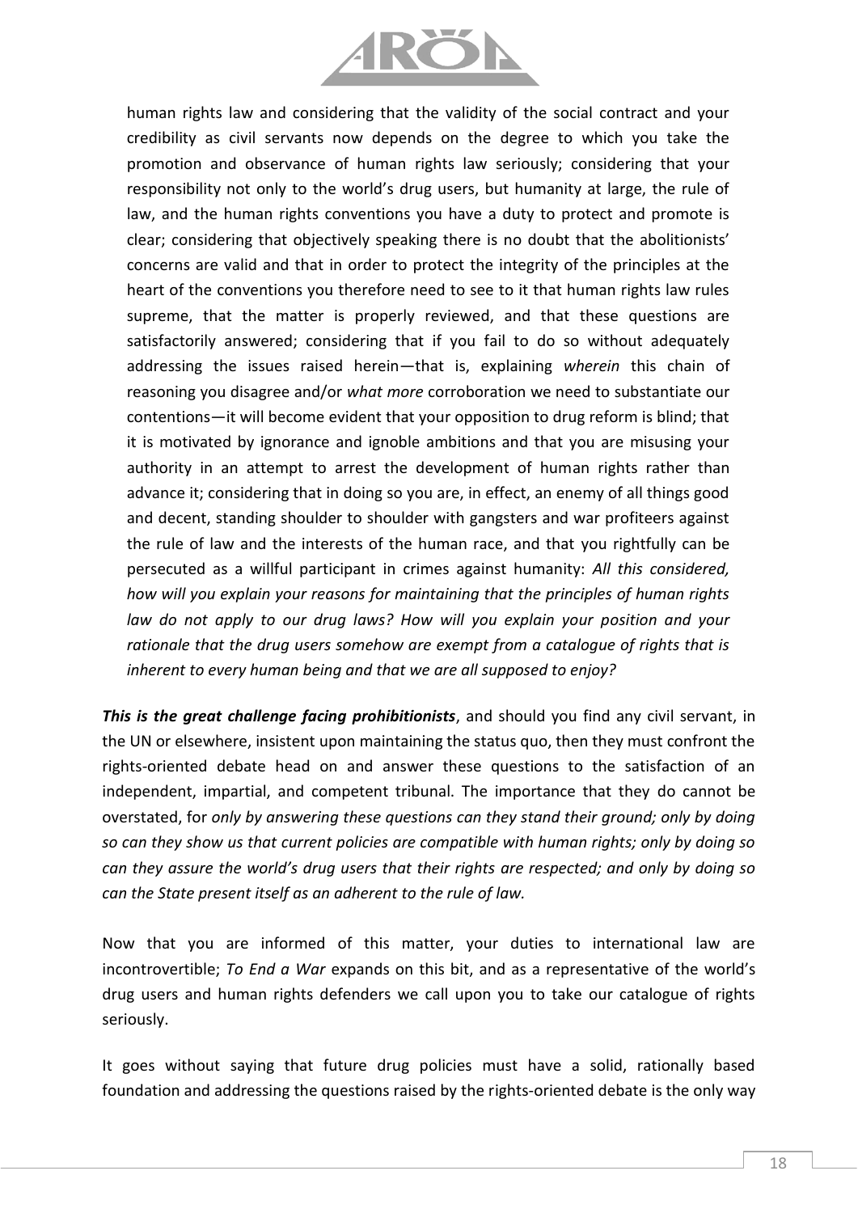human rights law and considering that the validity of the social contract and your credibility as civil servants now depends on the degree to which you take the promotion and observance of human rights law seriously; considering that your responsibility not only to the world's drug users, but humanity at large, the rule of law, and the human rights conventions you have a duty to protect and promote is clear; considering that objectively speaking there is no doubt that the abolitionists' concerns are valid and that in order to protect the integrity of the principles at the heart of the conventions you therefore need to see to it that human rights law rules supreme, that the matter is properly reviewed, and that these questions are satisfactorily answered; considering that if you fail to do so without adequately addressing the issues raised herein—that is, explaining *wherein* this chain of reasoning you disagree and/or *what more* corroboration we need to substantiate our contentions—it will become evident that your opposition to drug reform is blind; that it is motivated by ignorance and ignoble ambitions and that you are misusing your authority in an attempt to arrest the development of human rights rather than advance it; considering that in doing so you are, in effect, an enemy of all things good and decent, standing shoulder to shoulder with gangsters and war profiteers against the rule of law and the interests of the human race, and that you rightfully can be persecuted as a willful participant in crimes against humanity: *All this considered, how will you explain your reasons for maintaining that the principles of human rights law do not apply to our drug laws? How will you explain your position and your rationale that the drug users somehow are exempt from a catalogue of rights that is inherent to every human being and that we are all supposed to enjoy?*

***This is the great challenge facing prohibitionists***, and should you find any civil servant, in the UN or elsewhere, insistent upon maintaining the status quo, then they must confront the rights-oriented debate head on and answer these questions to the satisfaction of an independent, impartial, and competent tribunal. The importance that they do cannot be overstated, for *only by answering these questions can they stand their ground; only by doing so can they show us that current policies are compatible with human rights; only by doing so can they assure the world's drug users that their rights are respected; and only by doing so can the State present itself as an adherent to the rule of law.*

Now that you are informed of this matter, your duties to international law are incontrovertible; *To End a War* expands on this bit, and as a representative of the world's drug users and human rights defenders we call upon you to take our catalogue of rights seriously.

It goes without saying that future drug policies must have a solid, rationally based foundation and addressing the questions raised by the rights-oriented debate is the only way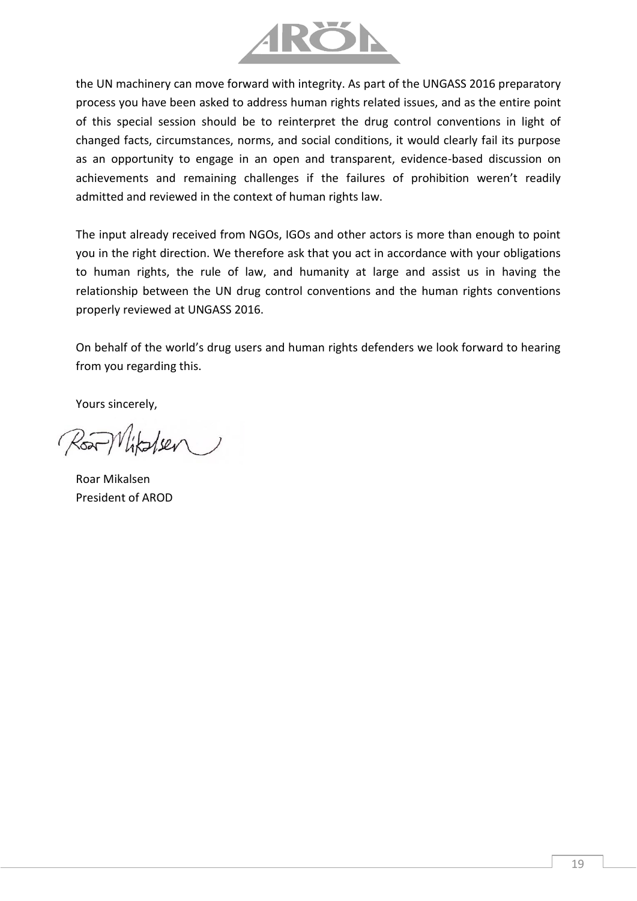the UN machinery can move forward with integrity. As part of the UNGASS 2016 preparatory process you have been asked to address human rights related issues, and as the entire point of this special session should be to reinterpret the drug control conventions in light of changed facts, circumstances, norms, and social conditions, it would clearly fail its purpose as an opportunity to engage in an open and transparent, evidence-based discussion on achievements and remaining challenges if the failures of prohibition weren't readily admitted and reviewed in the context of human rights law.

The input already received from NGOs, IGOs and other actors is more than enough to point you in the right direction. We therefore ask that you act in accordance with your obligations to human rights, the rule of law, and humanity at large and assist us in having the relationship between the UN drug control conventions and the human rights conventions properly reviewed at UNGASS 2016.

On behalf of the world's drug users and human rights defenders we look forward to hearing from you regarding this.

Yours sincerely,

Roar Mikalsen
President of AROD